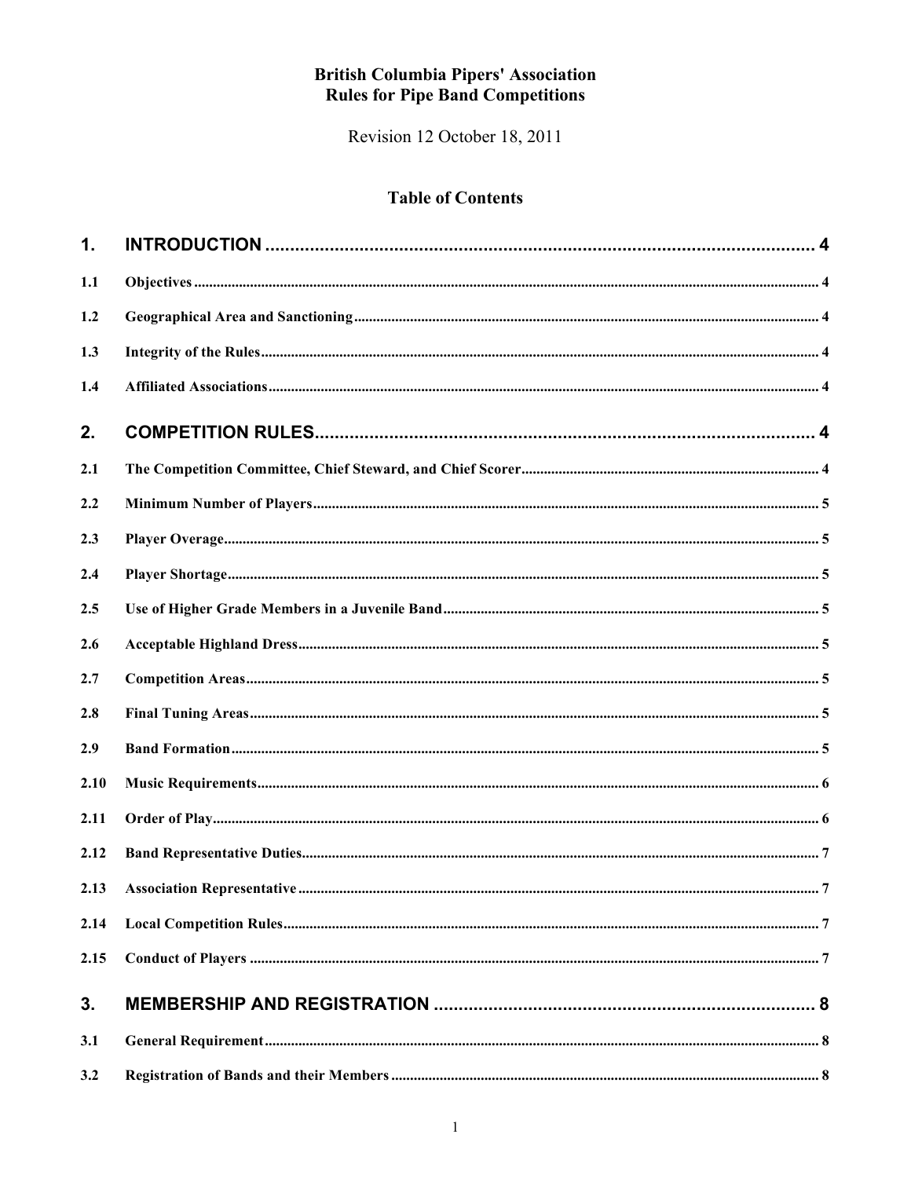**British Columbia Pipers' Association**
**Rules for Pipe Band Competitions**

Revision 12 October 18, 2011

## Table of Contents

| | | |
|---|---|---|
| **1.** | **INTRODUCTION** | **4** |
| 1.1 | Objectives | 4 |
| 1.2 | Geographical Area and Sanctioning | 4 |
| 1.3 | Integrity of the Rules | 4 |
| 1.4 | Affiliated Associations | 4 |
| **2.** | **COMPETITION RULES** | **4** |
| 2.1 | The Competition Committee, Chief Steward, and Chief Scorer | 4 |
| 2.2 | Minimum Number of Players | 5 |
| 2.3 | Player Overage | 5 |
| 2.4 | Player Shortage | 5 |
| 2.5 | Use of Higher Grade Members in a Juvenile Band | 5 |
| 2.6 | Acceptable Highland Dress | 5 |
| 2.7 | Competition Areas | 5 |
| 2.8 | Final Tuning Areas | 5 |
| 2.9 | Band Formation | 5 |
| 2.10 | Music Requirements | 6 |
| 2.11 | Order of Play | 6 |
| 2.12 | Band Representative Duties | 7 |
| 2.13 | Association Representative | 7 |
| 2.14 | Local Competition Rules | 7 |
| 2.15 | Conduct of Players | 7 |
| **3.** | **MEMBERSHIP AND REGISTRATION** | **8** |
| 3.1 | General Requirement | 8 |
| 3.2 | Registration of Bands and their Members | 8 |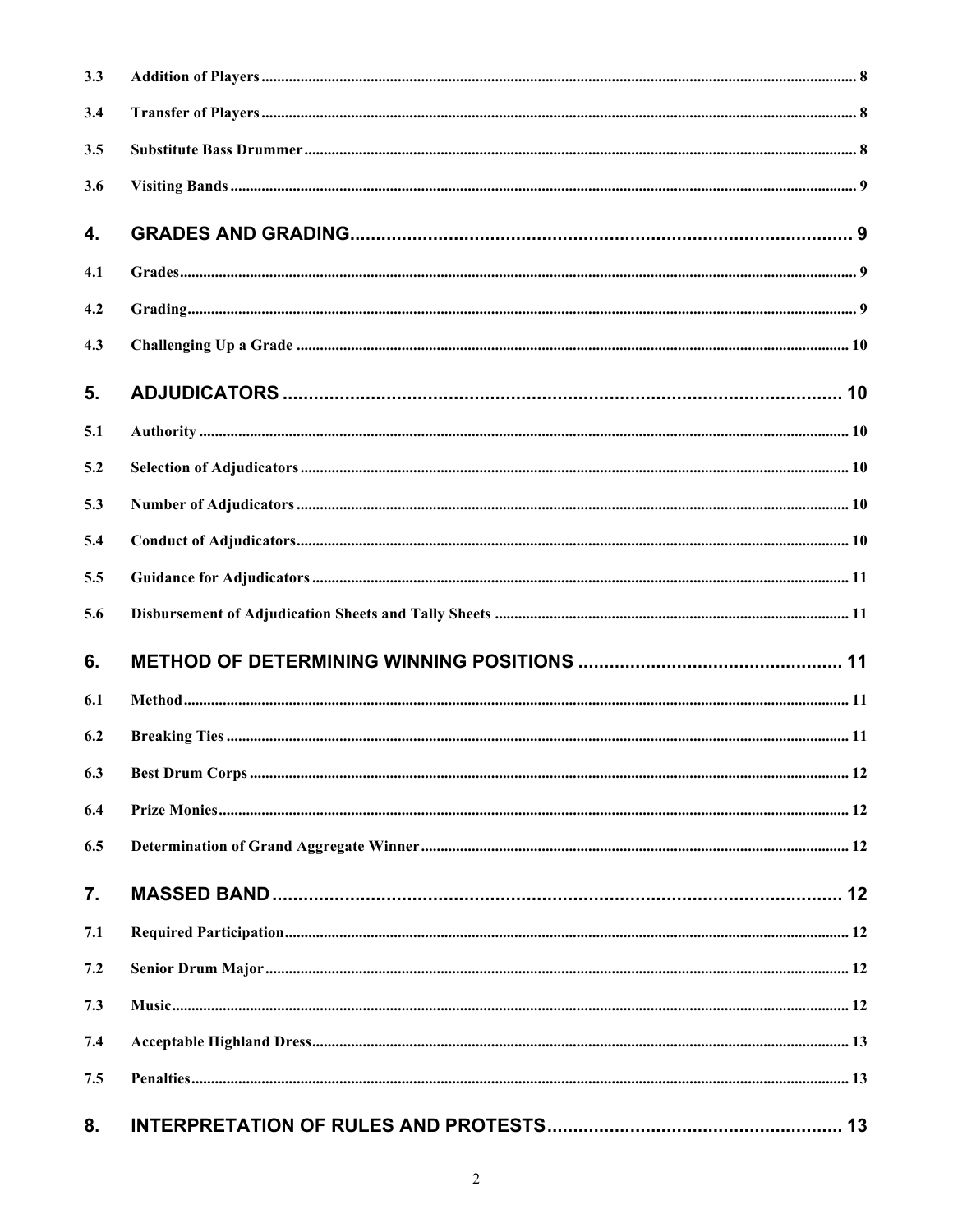| | | |
|---|---|---|
| 3.3 | **Addition of Players** | 8 |
| 3.4 | **Transfer of Players** | 8 |
| 3.5 | **Substitute Bass Drummer** | 8 |
| 3.6 | **Visiting Bands** | 9 |
| **4.** | **GRADES AND GRADING** | **9** |
| 4.1 | **Grades** | 9 |
| 4.2 | **Grading** | 9 |
| 4.3 | **Challenging Up a Grade** | 10 |
| **5.** | **ADJUDICATORS** | **10** |
| 5.1 | **Authority** | 10 |
| 5.2 | **Selection of Adjudicators** | 10 |
| 5.3 | **Number of Adjudicators** | 10 |
| 5.4 | **Conduct of Adjudicators** | 10 |
| 5.5 | **Guidance for Adjudicators** | 11 |
| 5.6 | **Disbursement of Adjudication Sheets and Tally Sheets** | 11 |
| **6.** | **METHOD OF DETERMINING WINNING POSITIONS** | **11** |
| 6.1 | **Method** | 11 |
| 6.2 | **Breaking Ties** | 11 |
| 6.3 | **Best Drum Corps** | 12 |
| 6.4 | **Prize Monies** | 12 |
| 6.5 | **Determination of Grand Aggregate Winner** | 12 |
| **7.** | **MASSED BAND** | **12** |
| 7.1 | **Required Participation** | 12 |
| 7.2 | **Senior Drum Major** | 12 |
| 7.3 | **Music** | 12 |
| 7.4 | **Acceptable Highland Dress** | 13 |
| 7.5 | **Penalties** | 13 |
| **8.** | **INTERPRETATION OF RULES AND PROTESTS** | **13** |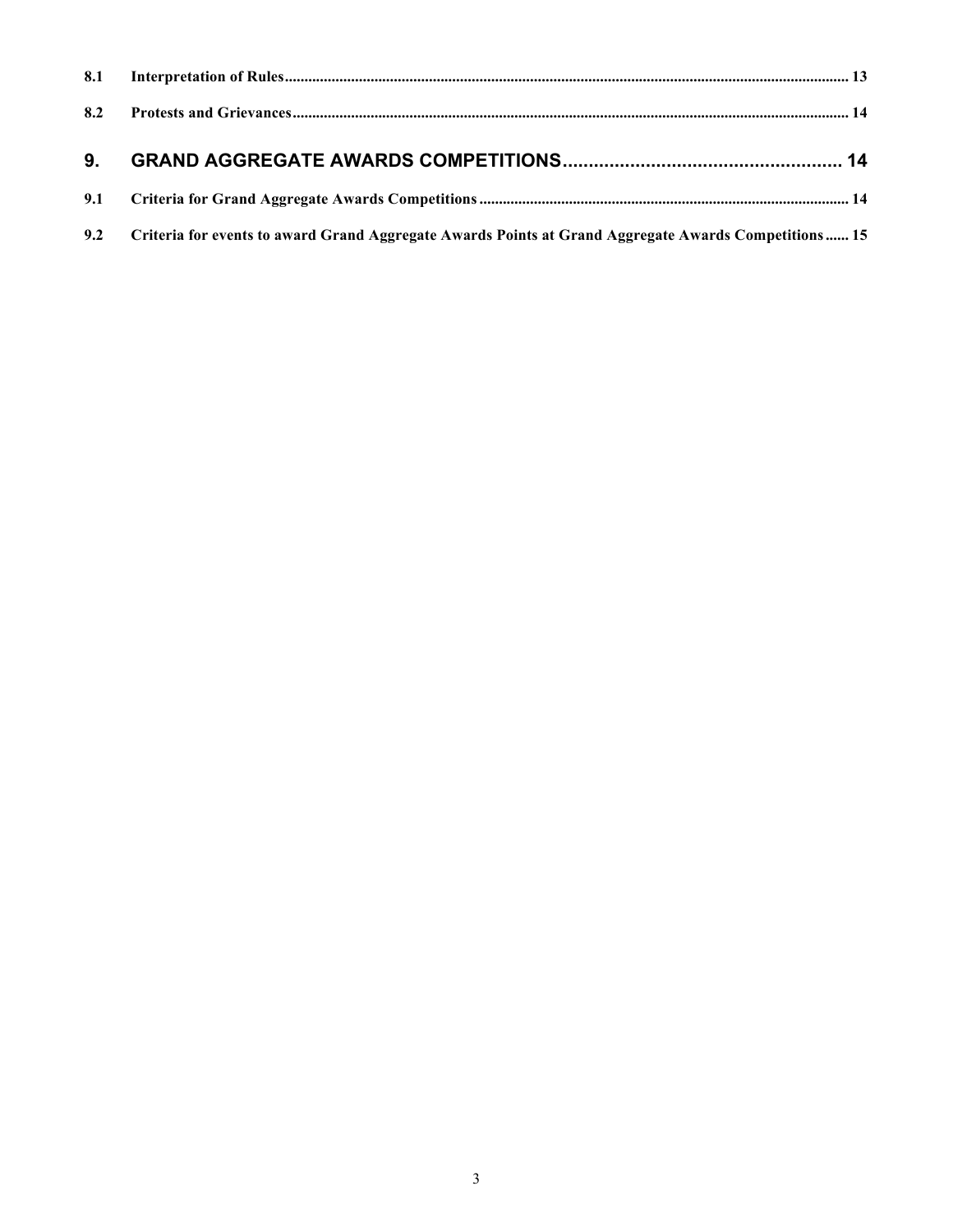**8.1 Interpretation of Rules** ..................................................................................................................................................... 13

**8.2 Protests and Grievances** ..................................................................................................................................................... 14

**9. GRAND AGGREGATE AWARDS COMPETITIONS** ..................................................... 14

**9.1 Criteria for Grand Aggregate Awards Competitions** ............................................................................................. 14

**9.2 Criteria for events to award Grand Aggregate Awards Points at Grand Aggregate Awards Competitions** ...... 15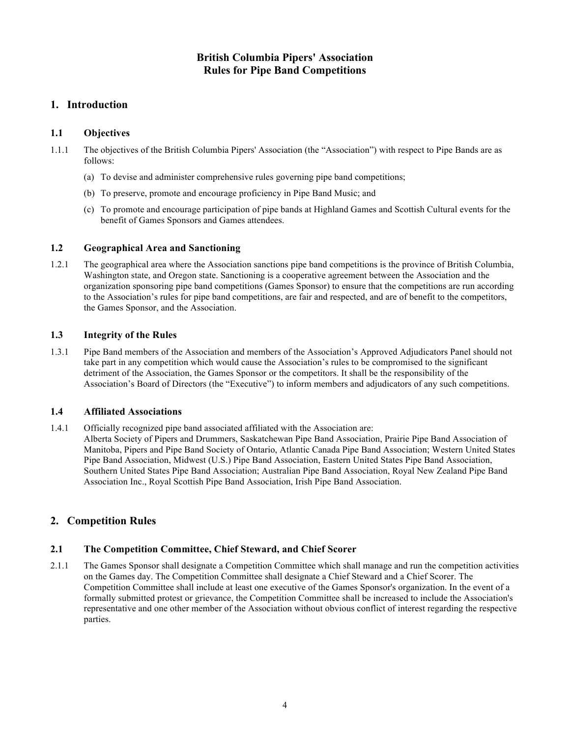# British Columbia Pipers' Association
# Rules for Pipe Band Competitions

## 1. Introduction

### 1.1 Objectives

1.1.1 The objectives of the British Columbia Pipers' Association (the "Association") with respect to Pipe Bands are as follows:

(a) To devise and administer comprehensive rules governing pipe band competitions;

(b) To preserve, promote and encourage proficiency in Pipe Band Music; and

(c) To promote and encourage participation of pipe bands at Highland Games and Scottish Cultural events for the benefit of Games Sponsors and Games attendees.

### 1.2 Geographical Area and Sanctioning

1.2.1 The geographical area where the Association sanctions pipe band competitions is the province of British Columbia, Washington state, and Oregon state. Sanctioning is a cooperative agreement between the Association and the organization sponsoring pipe band competitions (Games Sponsor) to ensure that the competitions are run according to the Association's rules for pipe band competitions, are fair and respected, and are of benefit to the competitors, the Games Sponsor, and the Association.

### 1.3 Integrity of the Rules

1.3.1 Pipe Band members of the Association and members of the Association's Approved Adjudicators Panel should not take part in any competition which would cause the Association's rules to be compromised to the significant detriment of the Association, the Games Sponsor or the competitors. It shall be the responsibility of the Association's Board of Directors (the "Executive") to inform members and adjudicators of any such competitions.

### 1.4 Affiliated Associations

1.4.1 Officially recognized pipe band associated affiliated with the Association are:
Alberta Society of Pipers and Drummers, Saskatchewan Pipe Band Association, Prairie Pipe Band Association of Manitoba, Pipers and Pipe Band Society of Ontario, Atlantic Canada Pipe Band Association; Western United States Pipe Band Association, Midwest (U.S.) Pipe Band Association, Eastern United States Pipe Band Association, Southern United States Pipe Band Association; Australian Pipe Band Association, Royal New Zealand Pipe Band Association Inc., Royal Scottish Pipe Band Association, Irish Pipe Band Association.

## 2. Competition Rules

### 2.1 The Competition Committee, Chief Steward, and Chief Scorer

2.1.1 The Games Sponsor shall designate a Competition Committee which shall manage and run the competition activities on the Games day. The Competition Committee shall designate a Chief Steward and a Chief Scorer. The Competition Committee shall include at least one executive of the Games Sponsor's organization. In the event of a formally submitted protest or grievance, the Competition Committee shall be increased to include the Association's representative and one other member of the Association without obvious conflict of interest regarding the respective parties.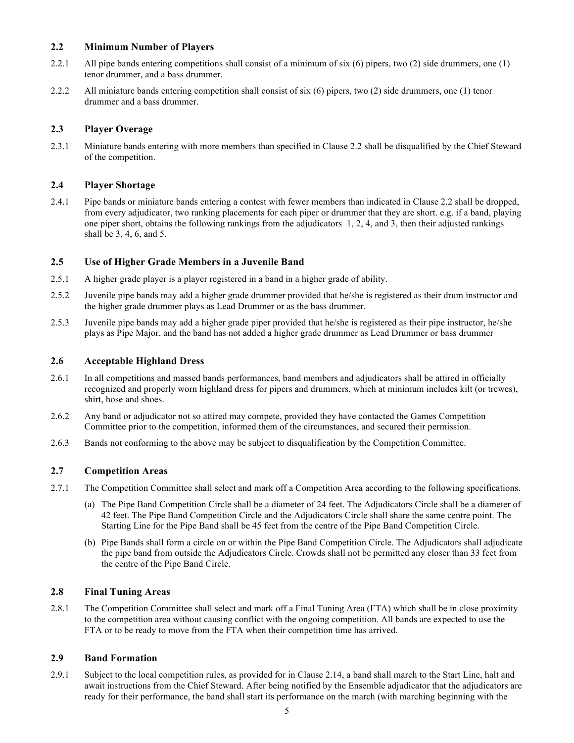### 2.2 Minimum Number of Players

2.2.1 All pipe bands entering competitions shall consist of a minimum of six (6) pipers, two (2) side drummers, one (1) tenor drummer, and a bass drummer.

2.2.2 All miniature bands entering competition shall consist of six (6) pipers, two (2) side drummers, one (1) tenor drummer and a bass drummer.

### 2.3 Player Overage

2.3.1 Miniature bands entering with more members than specified in Clause 2.2 shall be disqualified by the Chief Steward of the competition.

### 2.4 Player Shortage

2.4.1 Pipe bands or miniature bands entering a contest with fewer members than indicated in Clause 2.2 shall be dropped, from every adjudicator, two ranking placements for each piper or drummer that they are short. e.g. if a band, playing one piper short, obtains the following rankings from the adjudicators 1, 2, 4, and 3, then their adjusted rankings shall be 3, 4, 6, and 5.

### 2.5 Use of Higher Grade Members in a Juvenile Band

2.5.1 A higher grade player is a player registered in a band in a higher grade of ability.

2.5.2 Juvenile pipe bands may add a higher grade drummer provided that he/she is registered as their drum instructor and the higher grade drummer plays as Lead Drummer or as the bass drummer.

2.5.3 Juvenile pipe bands may add a higher grade piper provided that he/she is registered as their pipe instructor, he/she plays as Pipe Major, and the band has not added a higher grade drummer as Lead Drummer or bass drummer

### 2.6 Acceptable Highland Dress

2.6.1 In all competitions and massed bands performances, band members and adjudicators shall be attired in officially recognized and properly worn highland dress for pipers and drummers, which at minimum includes kilt (or trewes), shirt, hose and shoes.

2.6.2 Any band or adjudicator not so attired may compete, provided they have contacted the Games Competition Committee prior to the competition, informed them of the circumstances, and secured their permission.

2.6.3 Bands not conforming to the above may be subject to disqualification by the Competition Committee.

### 2.7 Competition Areas

2.7.1 The Competition Committee shall select and mark off a Competition Area according to the following specifications.

(a) The Pipe Band Competition Circle shall be a diameter of 24 feet. The Adjudicators Circle shall be a diameter of 42 feet. The Pipe Band Competition Circle and the Adjudicators Circle shall share the same centre point. The Starting Line for the Pipe Band shall be 45 feet from the centre of the Pipe Band Competition Circle.

(b) Pipe Bands shall form a circle on or within the Pipe Band Competition Circle. The Adjudicators shall adjudicate the pipe band from outside the Adjudicators Circle. Crowds shall not be permitted any closer than 33 feet from the centre of the Pipe Band Circle.

### 2.8 Final Tuning Areas

2.8.1 The Competition Committee shall select and mark off a Final Tuning Area (FTA) which shall be in close proximity to the competition area without causing conflict with the ongoing competition. All bands are expected to use the FTA or to be ready to move from the FTA when their competition time has arrived.

### 2.9 Band Formation

2.9.1 Subject to the local competition rules, as provided for in Clause 2.14, a band shall march to the Start Line, halt and await instructions from the Chief Steward. After being notified by the Ensemble adjudicator that the adjudicators are ready for their performance, the band shall start its performance on the march (with marching beginning with the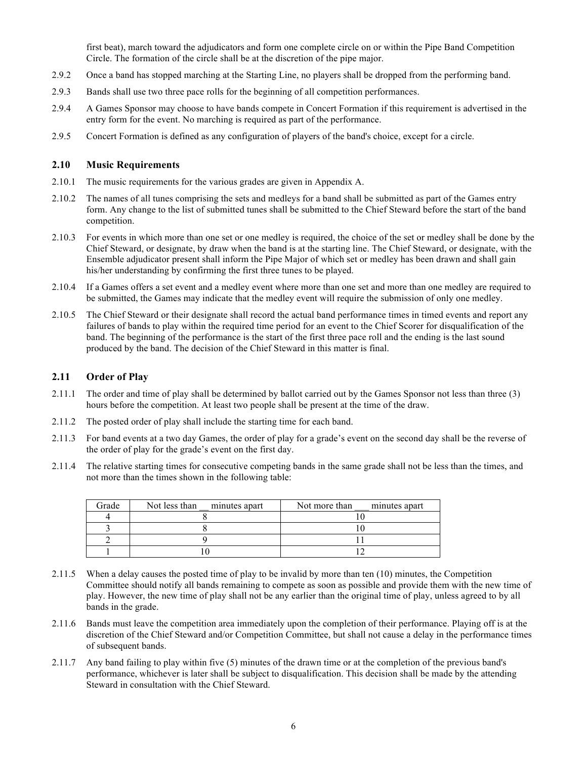first beat), march toward the adjudicators and form one complete circle on or within the Pipe Band Competition Circle. The formation of the circle shall be at the discretion of the pipe major.

2.9.2 Once a band has stopped marching at the Starting Line, no players shall be dropped from the performing band.

2.9.3 Bands shall use two three pace rolls for the beginning of all competition performances.

2.9.4 A Games Sponsor may choose to have bands compete in Concert Formation if this requirement is advertised in the entry form for the event. No marching is required as part of the performance.

2.9.5 Concert Formation is defined as any configuration of players of the band's choice, except for a circle.

### 2.10 Music Requirements

2.10.1 The music requirements for the various grades are given in Appendix A.

2.10.2 The names of all tunes comprising the sets and medleys for a band shall be submitted as part of the Games entry form. Any change to the list of submitted tunes shall be submitted to the Chief Steward before the start of the band competition.

2.10.3 For events in which more than one set or one medley is required, the choice of the set or medley shall be done by the Chief Steward, or designate, by draw when the band is at the starting line. The Chief Steward, or designate, with the Ensemble adjudicator present shall inform the Pipe Major of which set or medley has been drawn and shall gain his/her understanding by confirming the first three tunes to be played.

2.10.4 If a Games offers a set event and a medley event where more than one set and more than one medley are required to be submitted, the Games may indicate that the medley event will require the submission of only one medley.

2.10.5 The Chief Steward or their designate shall record the actual band performance times in timed events and report any failures of bands to play within the required time period for an event to the Chief Scorer for disqualification of the band. The beginning of the performance is the start of the first three pace roll and the ending is the last sound produced by the band. The decision of the Chief Steward in this matter is final.

### 2.11 Order of Play

2.11.1 The order and time of play shall be determined by ballot carried out by the Games Sponsor not less than three (3) hours before the competition. At least two people shall be present at the time of the draw.

2.11.2 The posted order of play shall include the starting time for each band.

2.11.3 For band events at a two day Games, the order of play for a grade's event on the second day shall be the reverse of the order of play for the grade's event on the first day.

2.11.4 The relative starting times for consecutive competing bands in the same grade shall not be less than the times, and not more than the times shown in the following table:

| Grade | Not less than __ minutes apart | Not more than ___ minutes apart |
|---|---|---|
| 4 | 8 | 10 |
| 3 | 8 | 10 |
| 2 | 9 | 11 |
| 1 | 10 | 12 |

2.11.5 When a delay causes the posted time of play to be invalid by more than ten (10) minutes, the Competition Committee should notify all bands remaining to compete as soon as possible and provide them with the new time of play. However, the new time of play shall not be any earlier than the original time of play, unless agreed to by all bands in the grade.

2.11.6 Bands must leave the competition area immediately upon the completion of their performance. Playing off is at the discretion of the Chief Steward and/or Competition Committee, but shall not cause a delay in the performance times of subsequent bands.

2.11.7 Any band failing to play within five (5) minutes of the drawn time or at the completion of the previous band's performance, whichever is later shall be subject to disqualification. This decision shall be made by the attending Steward in consultation with the Chief Steward.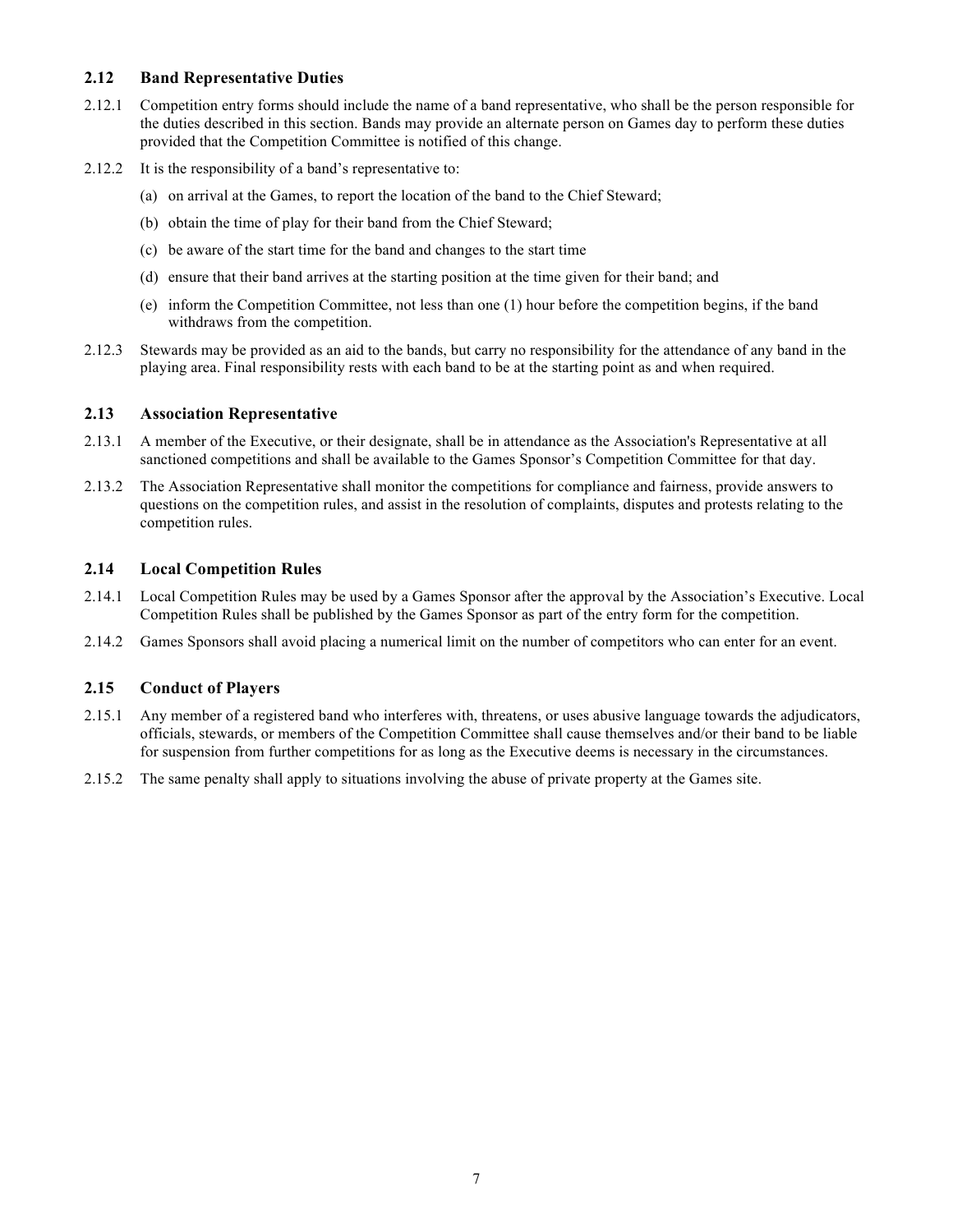### 2.12 Band Representative Duties

2.12.1 Competition entry forms should include the name of a band representative, who shall be the person responsible for the duties described in this section. Bands may provide an alternate person on Games day to perform these duties provided that the Competition Committee is notified of this change.

2.12.2 It is the responsibility of a band's representative to:

(a) on arrival at the Games, to report the location of the band to the Chief Steward;

(b) obtain the time of play for their band from the Chief Steward;

(c) be aware of the start time for the band and changes to the start time

(d) ensure that their band arrives at the starting position at the time given for their band; and

(e) inform the Competition Committee, not less than one (1) hour before the competition begins, if the band withdraws from the competition.

2.12.3 Stewards may be provided as an aid to the bands, but carry no responsibility for the attendance of any band in the playing area. Final responsibility rests with each band to be at the starting point as and when required.

### 2.13 Association Representative

2.13.1 A member of the Executive, or their designate, shall be in attendance as the Association's Representative at all sanctioned competitions and shall be available to the Games Sponsor's Competition Committee for that day.

2.13.2 The Association Representative shall monitor the competitions for compliance and fairness, provide answers to questions on the competition rules, and assist in the resolution of complaints, disputes and protests relating to the competition rules.

### 2.14 Local Competition Rules

2.14.1 Local Competition Rules may be used by a Games Sponsor after the approval by the Association's Executive. Local Competition Rules shall be published by the Games Sponsor as part of the entry form for the competition.

2.14.2 Games Sponsors shall avoid placing a numerical limit on the number of competitors who can enter for an event.

### 2.15 Conduct of Players

2.15.1 Any member of a registered band who interferes with, threatens, or uses abusive language towards the adjudicators, officials, stewards, or members of the Competition Committee shall cause themselves and/or their band to be liable for suspension from further competitions for as long as the Executive deems is necessary in the circumstances.

2.15.2 The same penalty shall apply to situations involving the abuse of private property at the Games site.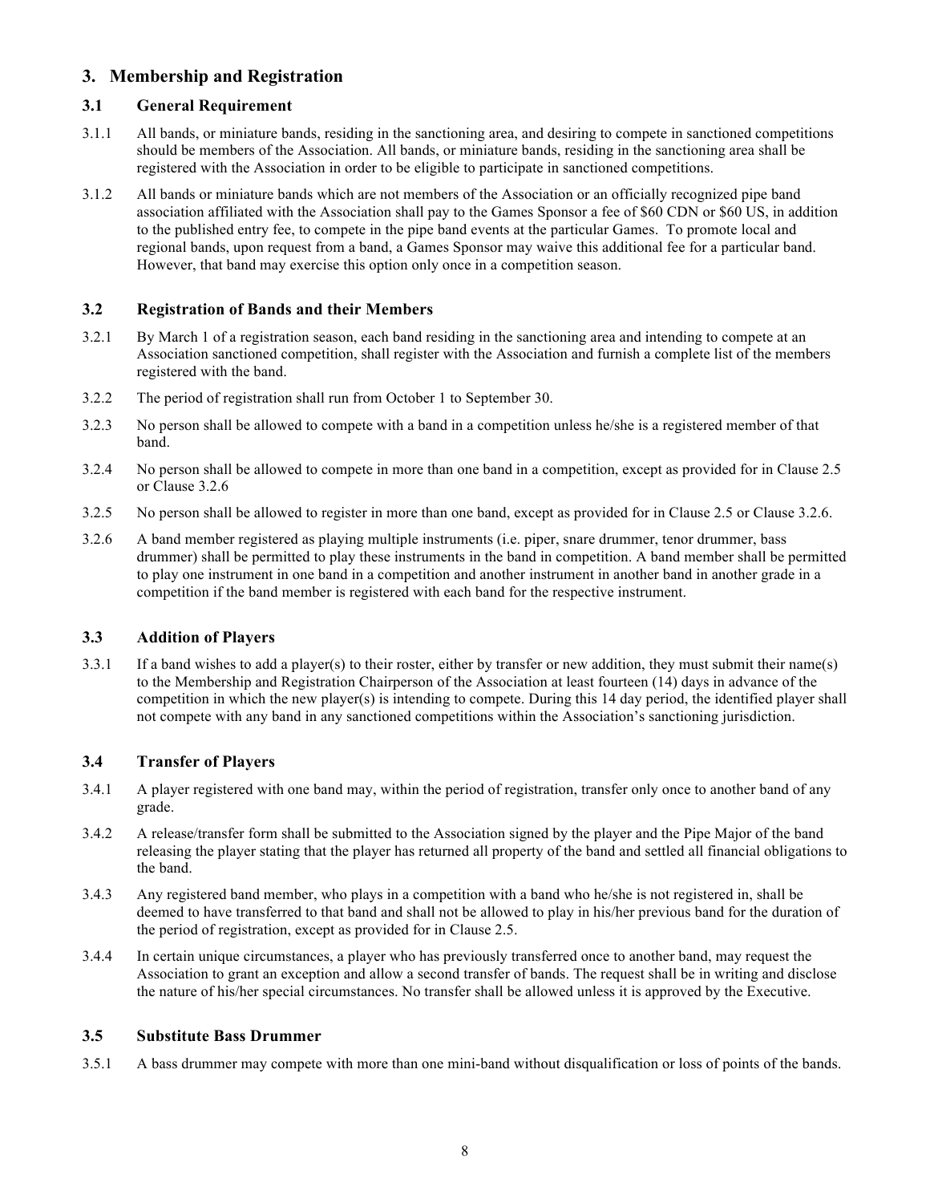## 3. Membership and Registration

### 3.1 General Requirement

3.1.1 All bands, or miniature bands, residing in the sanctioning area, and desiring to compete in sanctioned competitions should be members of the Association. All bands, or miniature bands, residing in the sanctioning area shall be registered with the Association in order to be eligible to participate in sanctioned competitions.

3.1.2 All bands or miniature bands which are not members of the Association or an officially recognized pipe band association affiliated with the Association shall pay to the Games Sponsor a fee of $60 CDN or $60 US, in addition to the published entry fee, to compete in the pipe band events at the particular Games. To promote local and regional bands, upon request from a band, a Games Sponsor may waive this additional fee for a particular band. However, that band may exercise this option only once in a competition season.

### 3.2 Registration of Bands and their Members

3.2.1 By March 1 of a registration season, each band residing in the sanctioning area and intending to compete at an Association sanctioned competition, shall register with the Association and furnish a complete list of the members registered with the band.

3.2.2 The period of registration shall run from October 1 to September 30.

3.2.3 No person shall be allowed to compete with a band in a competition unless he/she is a registered member of that band.

3.2.4 No person shall be allowed to compete in more than one band in a competition, except as provided for in Clause 2.5 or Clause 3.2.6

3.2.5 No person shall be allowed to register in more than one band, except as provided for in Clause 2.5 or Clause 3.2.6.

3.2.6 A band member registered as playing multiple instruments (i.e. piper, snare drummer, tenor drummer, bass drummer) shall be permitted to play these instruments in the band in competition. A band member shall be permitted to play one instrument in one band in a competition and another instrument in another band in another grade in a competition if the band member is registered with each band for the respective instrument.

### 3.3 Addition of Players

3.3.1 If a band wishes to add a player(s) to their roster, either by transfer or new addition, they must submit their name(s) to the Membership and Registration Chairperson of the Association at least fourteen (14) days in advance of the competition in which the new player(s) is intending to compete. During this 14 day period, the identified player shall not compete with any band in any sanctioned competitions within the Association's sanctioning jurisdiction.

### 3.4 Transfer of Players

3.4.1 A player registered with one band may, within the period of registration, transfer only once to another band of any grade.

3.4.2 A release/transfer form shall be submitted to the Association signed by the player and the Pipe Major of the band releasing the player stating that the player has returned all property of the band and settled all financial obligations to the band.

3.4.3 Any registered band member, who plays in a competition with a band who he/she is not registered in, shall be deemed to have transferred to that band and shall not be allowed to play in his/her previous band for the duration of the period of registration, except as provided for in Clause 2.5.

3.4.4 In certain unique circumstances, a player who has previously transferred once to another band, may request the Association to grant an exception and allow a second transfer of bands. The request shall be in writing and disclose the nature of his/her special circumstances. No transfer shall be allowed unless it is approved by the Executive.

### 3.5 Substitute Bass Drummer

3.5.1 A bass drummer may compete with more than one mini-band without disqualification or loss of points of the bands.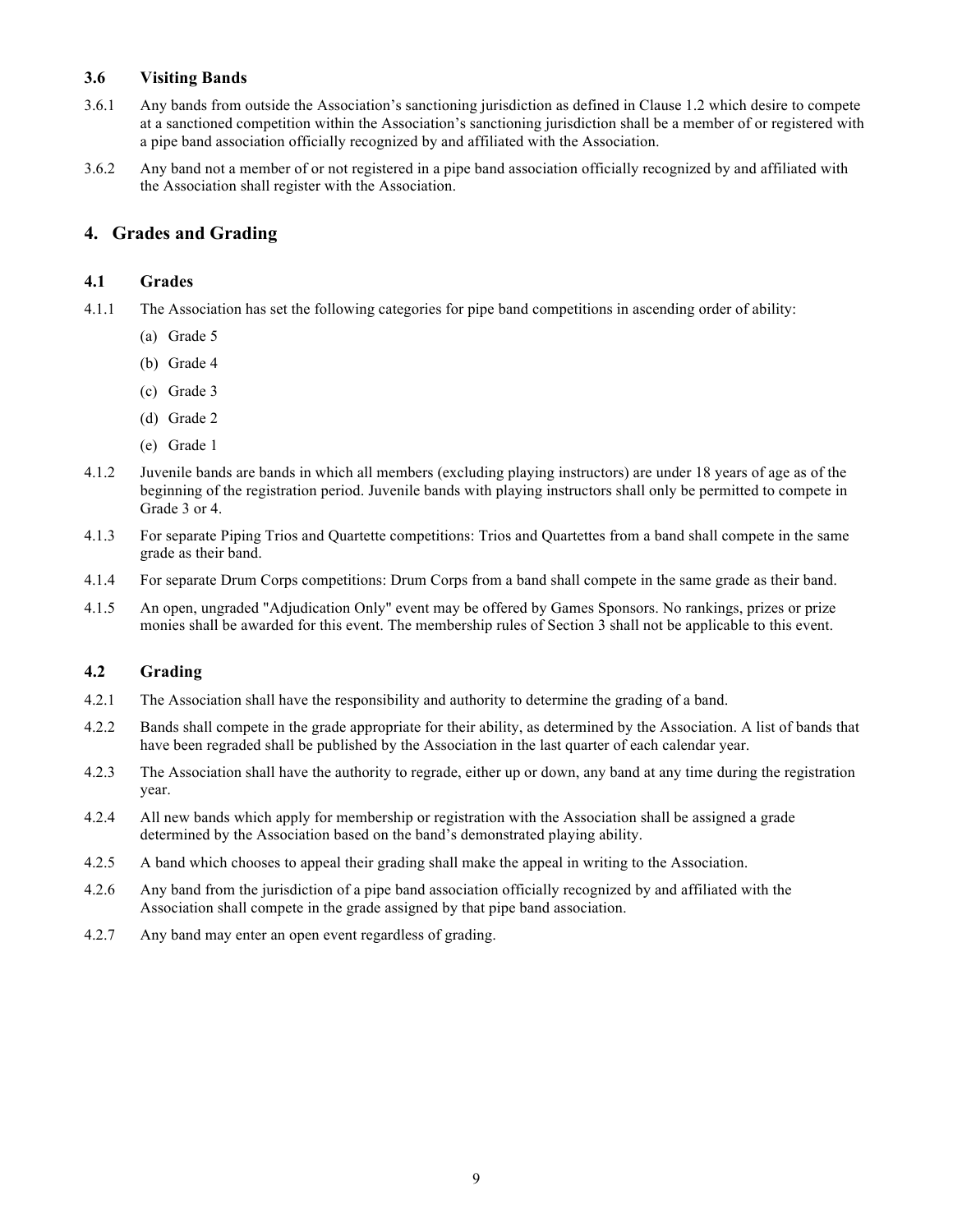### 3.6 Visiting Bands

3.6.1 Any bands from outside the Association's sanctioning jurisdiction as defined in Clause 1.2 which desire to compete at a sanctioned competition within the Association's sanctioning jurisdiction shall be a member of or registered with a pipe band association officially recognized by and affiliated with the Association.

3.6.2 Any band not a member of or not registered in a pipe band association officially recognized by and affiliated with the Association shall register with the Association.

## 4. Grades and Grading

### 4.1 Grades

4.1.1 The Association has set the following categories for pipe band competitions in ascending order of ability:

(a) Grade 5

(b) Grade 4

(c) Grade 3

(d) Grade 2

(e) Grade 1

4.1.2 Juvenile bands are bands in which all members (excluding playing instructors) are under 18 years of age as of the beginning of the registration period. Juvenile bands with playing instructors shall only be permitted to compete in Grade 3 or 4.

4.1.3 For separate Piping Trios and Quartette competitions: Trios and Quartettes from a band shall compete in the same grade as their band.

4.1.4 For separate Drum Corps competitions: Drum Corps from a band shall compete in the same grade as their band.

4.1.5 An open, ungraded "Adjudication Only" event may be offered by Games Sponsors. No rankings, prizes or prize monies shall be awarded for this event. The membership rules of Section 3 shall not be applicable to this event.

### 4.2 Grading

4.2.1 The Association shall have the responsibility and authority to determine the grading of a band.

4.2.2 Bands shall compete in the grade appropriate for their ability, as determined by the Association. A list of bands that have been regraded shall be published by the Association in the last quarter of each calendar year.

4.2.3 The Association shall have the authority to regrade, either up or down, any band at any time during the registration year.

4.2.4 All new bands which apply for membership or registration with the Association shall be assigned a grade determined by the Association based on the band's demonstrated playing ability.

4.2.5 A band which chooses to appeal their grading shall make the appeal in writing to the Association.

4.2.6 Any band from the jurisdiction of a pipe band association officially recognized by and affiliated with the Association shall compete in the grade assigned by that pipe band association.

4.2.7 Any band may enter an open event regardless of grading.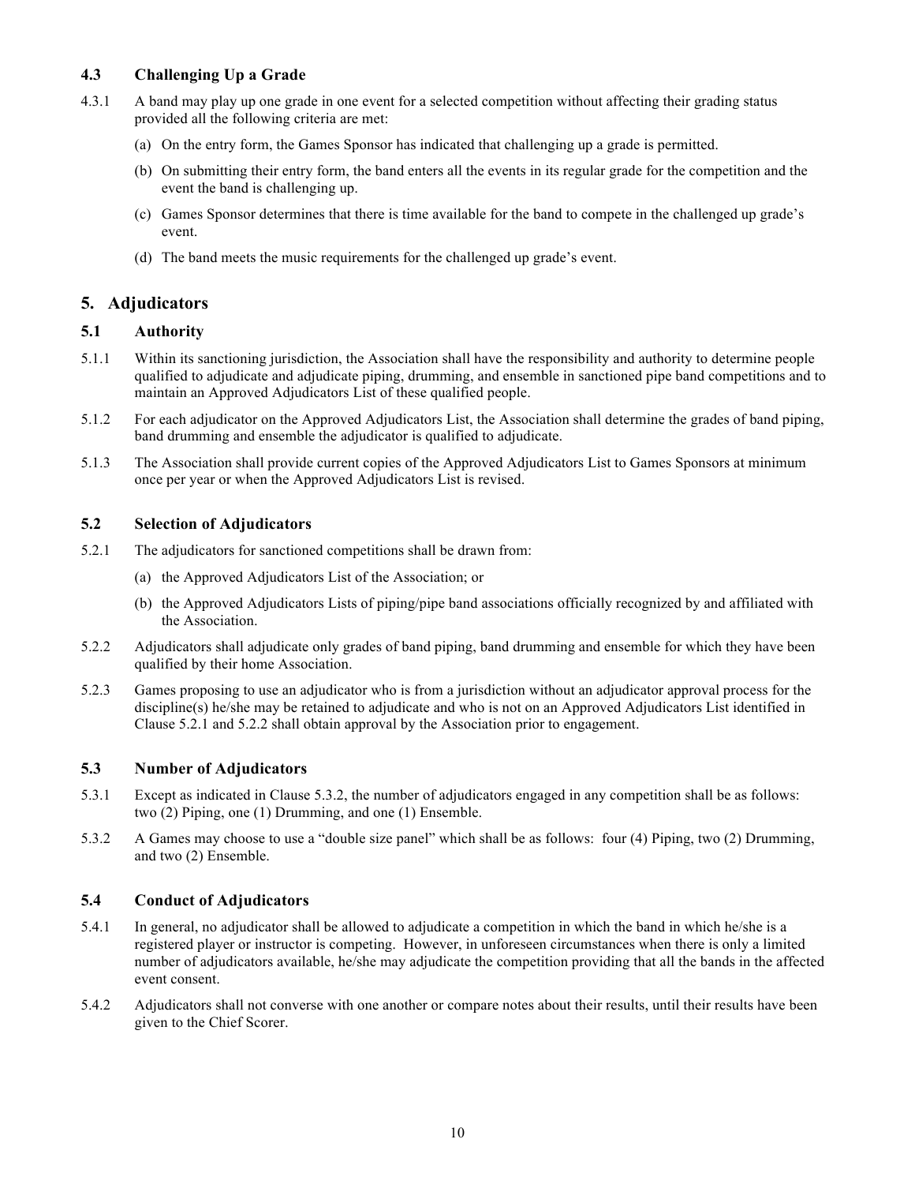### 4.3 Challenging Up a Grade

4.3.1 A band may play up one grade in one event for a selected competition without affecting their grading status provided all the following criteria are met:

(a) On the entry form, the Games Sponsor has indicated that challenging up a grade is permitted.

(b) On submitting their entry form, the band enters all the events in its regular grade for the competition and the event the band is challenging up.

(c) Games Sponsor determines that there is time available for the band to compete in the challenged up grade's event.

(d) The band meets the music requirements for the challenged up grade's event.

## 5. Adjudicators

### 5.1 Authority

5.1.1 Within its sanctioning jurisdiction, the Association shall have the responsibility and authority to determine people qualified to adjudicate and adjudicate piping, drumming, and ensemble in sanctioned pipe band competitions and to maintain an Approved Adjudicators List of these qualified people.

5.1.2 For each adjudicator on the Approved Adjudicators List, the Association shall determine the grades of band piping, band drumming and ensemble the adjudicator is qualified to adjudicate.

5.1.3 The Association shall provide current copies of the Approved Adjudicators List to Games Sponsors at minimum once per year or when the Approved Adjudicators List is revised.

### 5.2 Selection of Adjudicators

5.2.1 The adjudicators for sanctioned competitions shall be drawn from:

(a) the Approved Adjudicators List of the Association; or

(b) the Approved Adjudicators Lists of piping/pipe band associations officially recognized by and affiliated with the Association.

5.2.2 Adjudicators shall adjudicate only grades of band piping, band drumming and ensemble for which they have been qualified by their home Association.

5.2.3 Games proposing to use an adjudicator who is from a jurisdiction without an adjudicator approval process for the discipline(s) he/she may be retained to adjudicate and who is not on an Approved Adjudicators List identified in Clause 5.2.1 and 5.2.2 shall obtain approval by the Association prior to engagement.

### 5.3 Number of Adjudicators

5.3.1 Except as indicated in Clause 5.3.2, the number of adjudicators engaged in any competition shall be as follows: two (2) Piping, one (1) Drumming, and one (1) Ensemble.

5.3.2 A Games may choose to use a "double size panel" which shall be as follows: four (4) Piping, two (2) Drumming, and two (2) Ensemble.

### 5.4 Conduct of Adjudicators

5.4.1 In general, no adjudicator shall be allowed to adjudicate a competition in which the band in which he/she is a registered player or instructor is competing. However, in unforeseen circumstances when there is only a limited number of adjudicators available, he/she may adjudicate the competition providing that all the bands in the affected event consent.

5.4.2 Adjudicators shall not converse with one another or compare notes about their results, until their results have been given to the Chief Scorer.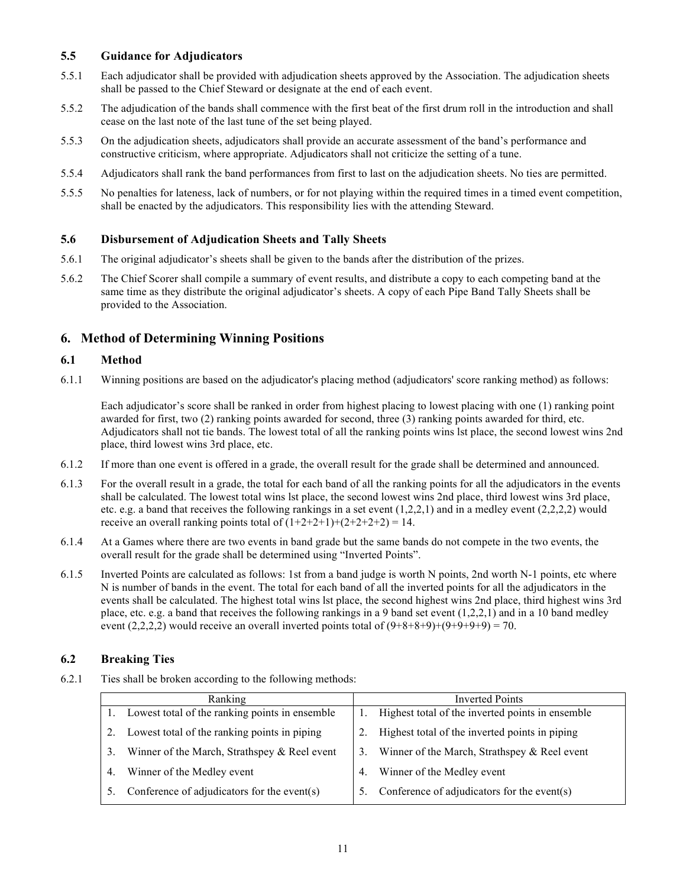### 5.5 Guidance for Adjudicators

5.5.1 Each adjudicator shall be provided with adjudication sheets approved by the Association. The adjudication sheets shall be passed to the Chief Steward or designate at the end of each event.

5.5.2 The adjudication of the bands shall commence with the first beat of the first drum roll in the introduction and shall cease on the last note of the last tune of the set being played.

5.5.3 On the adjudication sheets, adjudicators shall provide an accurate assessment of the band's performance and constructive criticism, where appropriate. Adjudicators shall not criticize the setting of a tune.

5.5.4 Adjudicators shall rank the band performances from first to last on the adjudication sheets. No ties are permitted.

5.5.5 No penalties for lateness, lack of numbers, or for not playing within the required times in a timed event competition, shall be enacted by the adjudicators. This responsibility lies with the attending Steward.

### 5.6 Disbursement of Adjudication Sheets and Tally Sheets

5.6.1 The original adjudicator's sheets shall be given to the bands after the distribution of the prizes.

5.6.2 The Chief Scorer shall compile a summary of event results, and distribute a copy to each competing band at the same time as they distribute the original adjudicator's sheets. A copy of each Pipe Band Tally Sheets shall be provided to the Association.

## 6. Method of Determining Winning Positions

### 6.1 Method

6.1.1 Winning positions are based on the adjudicator's placing method (adjudicators' score ranking method) as follows:

Each adjudicator's score shall be ranked in order from highest placing to lowest placing with one (1) ranking point awarded for first, two (2) ranking points awarded for second, three (3) ranking points awarded for third, etc. Adjudicators shall not tie bands. The lowest total of all the ranking points wins lst place, the second lowest wins 2nd place, third lowest wins 3rd place, etc.

6.1.2 If more than one event is offered in a grade, the overall result for the grade shall be determined and announced.

6.1.3 For the overall result in a grade, the total for each band of all the ranking points for all the adjudicators in the events shall be calculated. The lowest total wins lst place, the second lowest wins 2nd place, third lowest wins 3rd place, etc. e.g. a band that receives the following rankings in a set event (1,2,2,1) and in a medley event (2,2,2,2) would receive an overall ranking points total of (1+2+2+1)+(2+2+2+2) = 14.

6.1.4 At a Games where there are two events in band grade but the same bands do not compete in the two events, the overall result for the grade shall be determined using "Inverted Points".

6.1.5 Inverted Points are calculated as follows: 1st from a band judge is worth N points, 2nd worth N-1 points, etc where N is number of bands in the event. The total for each band of all the inverted points for all the adjudicators in the events shall be calculated. The highest total wins lst place, the second highest wins 2nd place, third highest wins 3rd place, etc. e.g. a band that receives the following rankings in a 9 band set event (1,2,2,1) and in a 10 band medley event (2,2,2,2) would receive an overall inverted points total of (9+8+8+9)+(9+9+9+9) = 70.

### 6.2 Breaking Ties

6.2.1 Ties shall be broken according to the following methods:

| Ranking | Inverted Points |
|---|---|
| 1. Lowest total of the ranking points in ensemble | 1. Highest total of the inverted points in ensemble |
| 2. Lowest total of the ranking points in piping | 2. Highest total of the inverted points in piping |
| 3. Winner of the March, Strathspey & Reel event | 3. Winner of the March, Strathspey & Reel event |
| 4. Winner of the Medley event | 4. Winner of the Medley event |
| 5. Conference of adjudicators for the event(s) | 5. Conference of adjudicators for the event(s) |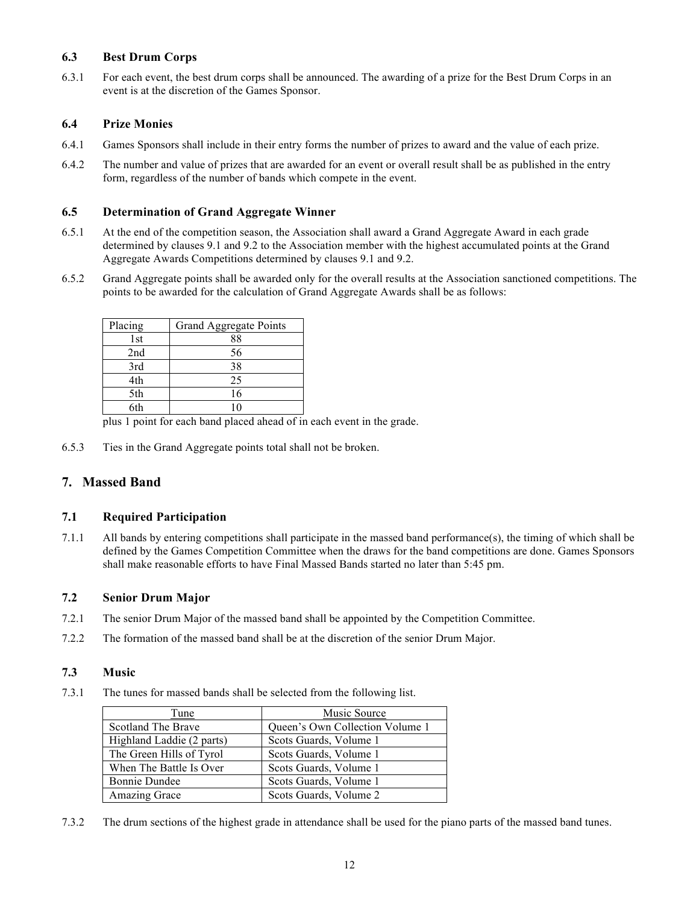### 6.3 Best Drum Corps

6.3.1 For each event, the best drum corps shall be announced. The awarding of a prize for the Best Drum Corps in an event is at the discretion of the Games Sponsor.

### 6.4 Prize Monies

6.4.1 Games Sponsors shall include in their entry forms the number of prizes to award and the value of each prize.

6.4.2 The number and value of prizes that are awarded for an event or overall result shall be as published in the entry form, regardless of the number of bands which compete in the event.

### 6.5 Determination of Grand Aggregate Winner

6.5.1 At the end of the competition season, the Association shall award a Grand Aggregate Award in each grade determined by clauses 9.1 and 9.2 to the Association member with the highest accumulated points at the Grand Aggregate Awards Competitions determined by clauses 9.1 and 9.2.

6.5.2 Grand Aggregate points shall be awarded only for the overall results at the Association sanctioned competitions. The points to be awarded for the calculation of Grand Aggregate Awards shall be as follows:

| Placing | Grand Aggregate Points |
|---|---|
| 1st | 88 |
| 2nd | 56 |
| 3rd | 38 |
| 4th | 25 |
| 5th | 16 |
| 6th | 10 |

plus 1 point for each band placed ahead of in each event in the grade.

6.5.3 Ties in the Grand Aggregate points total shall not be broken.

## 7. Massed Band

### 7.1 Required Participation

7.1.1 All bands by entering competitions shall participate in the massed band performance(s), the timing of which shall be defined by the Games Competition Committee when the draws for the band competitions are done. Games Sponsors shall make reasonable efforts to have Final Massed Bands started no later than 5:45 pm.

### 7.2 Senior Drum Major

7.2.1 The senior Drum Major of the massed band shall be appointed by the Competition Committee.

7.2.2 The formation of the massed band shall be at the discretion of the senior Drum Major.

### 7.3 Music

7.3.1 The tunes for massed bands shall be selected from the following list.

| Tune | Music Source |
|---|---|
| Scotland The Brave | Queen's Own Collection Volume 1 |
| Highland Laddie (2 parts) | Scots Guards, Volume 1 |
| The Green Hills of Tyrol | Scots Guards, Volume 1 |
| When The Battle Is Over | Scots Guards, Volume 1 |
| Bonnie Dundee | Scots Guards, Volume 1 |
| Amazing Grace | Scots Guards, Volume 2 |

7.3.2 The drum sections of the highest grade in attendance shall be used for the piano parts of the massed band tunes.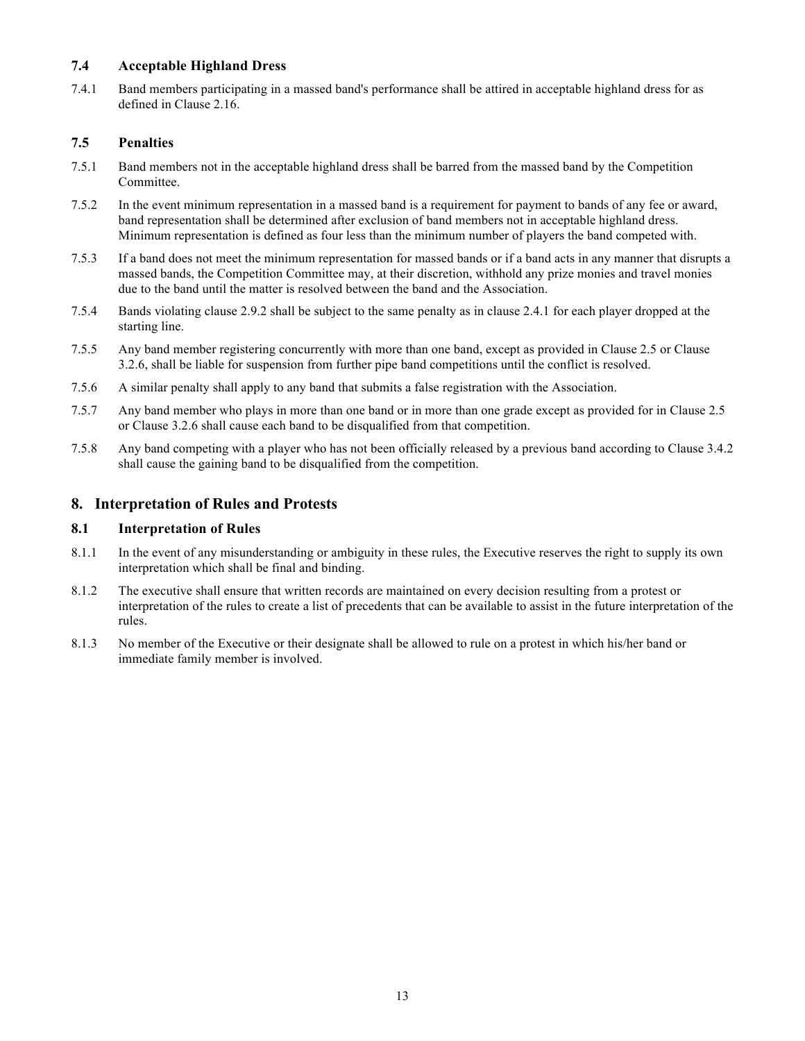### 7.4 Acceptable Highland Dress

7.4.1 Band members participating in a massed band's performance shall be attired in acceptable highland dress for as defined in Clause 2.16.

### 7.5 Penalties

7.5.1 Band members not in the acceptable highland dress shall be barred from the massed band by the Competition Committee.

7.5.2 In the event minimum representation in a massed band is a requirement for payment to bands of any fee or award, band representation shall be determined after exclusion of band members not in acceptable highland dress. Minimum representation is defined as four less than the minimum number of players the band competed with.

7.5.3 If a band does not meet the minimum representation for massed bands or if a band acts in any manner that disrupts a massed bands, the Competition Committee may, at their discretion, withhold any prize monies and travel monies due to the band until the matter is resolved between the band and the Association.

7.5.4 Bands violating clause 2.9.2 shall be subject to the same penalty as in clause 2.4.1 for each player dropped at the starting line.

7.5.5 Any band member registering concurrently with more than one band, except as provided in Clause 2.5 or Clause 3.2.6, shall be liable for suspension from further pipe band competitions until the conflict is resolved.

7.5.6 A similar penalty shall apply to any band that submits a false registration with the Association.

7.5.7 Any band member who plays in more than one band or in more than one grade except as provided for in Clause 2.5 or Clause 3.2.6 shall cause each band to be disqualified from that competition.

7.5.8 Any band competing with a player who has not been officially released by a previous band according to Clause 3.4.2 shall cause the gaining band to be disqualified from the competition.

## 8. Interpretation of Rules and Protests

### 8.1 Interpretation of Rules

8.1.1 In the event of any misunderstanding or ambiguity in these rules, the Executive reserves the right to supply its own interpretation which shall be final and binding.

8.1.2 The executive shall ensure that written records are maintained on every decision resulting from a protest or interpretation of the rules to create a list of precedents that can be available to assist in the future interpretation of the rules.

8.1.3 No member of the Executive or their designate shall be allowed to rule on a protest in which his/her band or immediate family member is involved.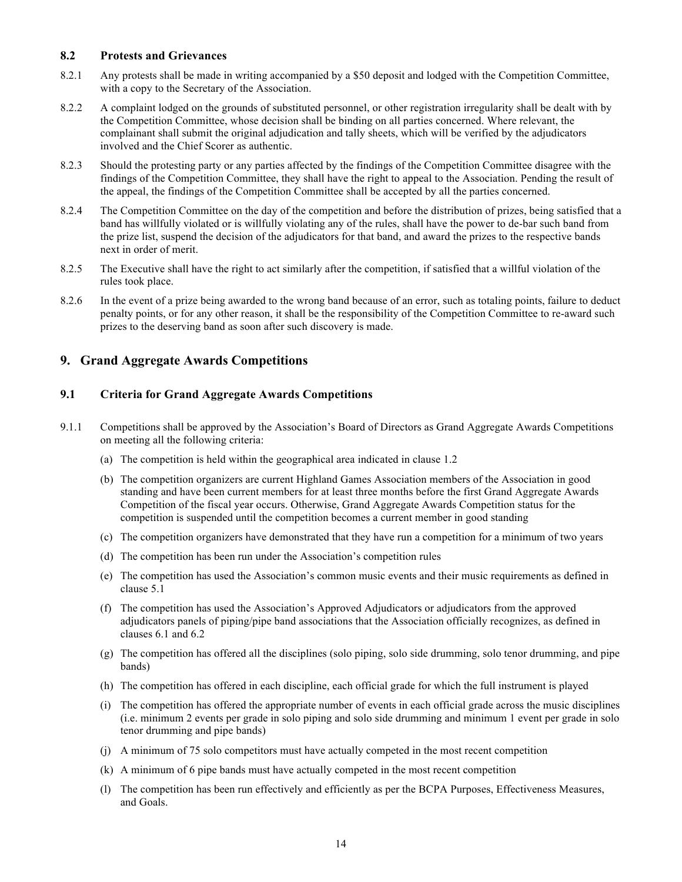### 8.2 Protests and Grievances

8.2.1 Any protests shall be made in writing accompanied by a $50 deposit and lodged with the Competition Committee, with a copy to the Secretary of the Association.

8.2.2 A complaint lodged on the grounds of substituted personnel, or other registration irregularity shall be dealt with by the Competition Committee, whose decision shall be binding on all parties concerned. Where relevant, the complainant shall submit the original adjudication and tally sheets, which will be verified by the adjudicators involved and the Chief Scorer as authentic.

8.2.3 Should the protesting party or any parties affected by the findings of the Competition Committee disagree with the findings of the Competition Committee, they shall have the right to appeal to the Association. Pending the result of the appeal, the findings of the Competition Committee shall be accepted by all the parties concerned.

8.2.4 The Competition Committee on the day of the competition and before the distribution of prizes, being satisfied that a band has willfully violated or is willfully violating any of the rules, shall have the power to de-bar such band from the prize list, suspend the decision of the adjudicators for that band, and award the prizes to the respective bands next in order of merit.

8.2.5 The Executive shall have the right to act similarly after the competition, if satisfied that a willful violation of the rules took place.

8.2.6 In the event of a prize being awarded to the wrong band because of an error, such as totaling points, failure to deduct penalty points, or for any other reason, it shall be the responsibility of the Competition Committee to re-award such prizes to the deserving band as soon after such discovery is made.

## 9. Grand Aggregate Awards Competitions

### 9.1 Criteria for Grand Aggregate Awards Competitions

9.1.1 Competitions shall be approved by the Association's Board of Directors as Grand Aggregate Awards Competitions on meeting all the following criteria:

(a) The competition is held within the geographical area indicated in clause 1.2

(b) The competition organizers are current Highland Games Association members of the Association in good standing and have been current members for at least three months before the first Grand Aggregate Awards Competition of the fiscal year occurs. Otherwise, Grand Aggregate Awards Competition status for the competition is suspended until the competition becomes a current member in good standing

(c) The competition organizers have demonstrated that they have run a competition for a minimum of two years

(d) The competition has been run under the Association's competition rules

(e) The competition has used the Association's common music events and their music requirements as defined in clause 5.1

(f) The competition has used the Association's Approved Adjudicators or adjudicators from the approved adjudicators panels of piping/pipe band associations that the Association officially recognizes, as defined in clauses 6.1 and 6.2

(g) The competition has offered all the disciplines (solo piping, solo side drumming, solo tenor drumming, and pipe bands)

(h) The competition has offered in each discipline, each official grade for which the full instrument is played

(i) The competition has offered the appropriate number of events in each official grade across the music disciplines (i.e. minimum 2 events per grade in solo piping and solo side drumming and minimum 1 event per grade in solo tenor drumming and pipe bands)

(j) A minimum of 75 solo competitors must have actually competed in the most recent competition

(k) A minimum of 6 pipe bands must have actually competed in the most recent competition

(l) The competition has been run effectively and efficiently as per the BCPA Purposes, Effectiveness Measures, and Goals.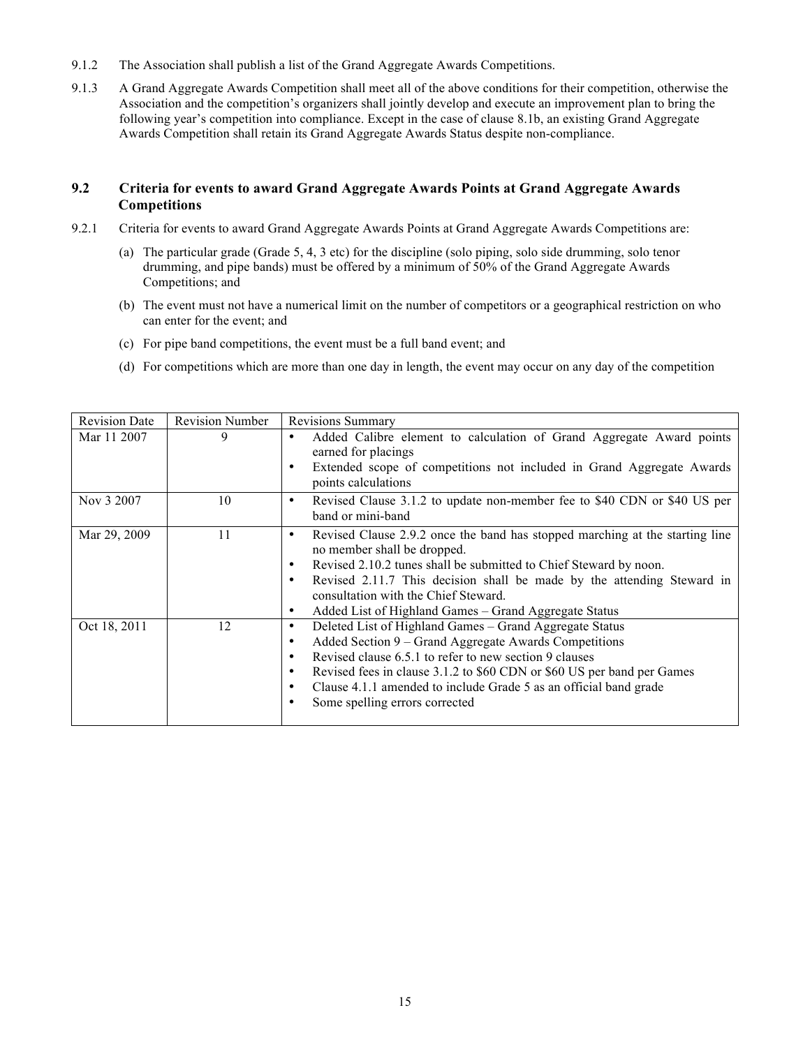9.1.2 The Association shall publish a list of the Grand Aggregate Awards Competitions.

9.1.3 A Grand Aggregate Awards Competition shall meet all of the above conditions for their competition, otherwise the Association and the competition's organizers shall jointly develop and execute an improvement plan to bring the following year's competition into compliance. Except in the case of clause 8.1b, an existing Grand Aggregate Awards Competition shall retain its Grand Aggregate Awards Status despite non-compliance.

### 9.2 Criteria for events to award Grand Aggregate Awards Points at Grand Aggregate Awards Competitions

9.2.1 Criteria for events to award Grand Aggregate Awards Points at Grand Aggregate Awards Competitions are:

(a) The particular grade (Grade 5, 4, 3 etc) for the discipline (solo piping, solo side drumming, solo tenor drumming, and pipe bands) must be offered by a minimum of 50% of the Grand Aggregate Awards Competitions; and

(b) The event must not have a numerical limit on the number of competitors or a geographical restriction on who can enter for the event; and

(c) For pipe band competitions, the event must be a full band event; and

(d) For competitions which are more than one day in length, the event may occur on any day of the competition

| Revision Date | Revision Number | Revisions Summary |
|---|---|---|
| Mar 11 2007 | 9 | • Added Calibre element to calculation of Grand Aggregate Award points earned for placings<br>• Extended scope of competitions not included in Grand Aggregate Awards points calculations |
| Nov 3 2007 | 10 | • Revised Clause 3.1.2 to update non-member fee to $40 CDN or $40 US per band or mini-band |
| Mar 29, 2009 | 11 | • Revised Clause 2.9.2 once the band has stopped marching at the starting line no member shall be dropped.<br>• Revised 2.10.2 tunes shall be submitted to Chief Steward by noon.<br>• Revised 2.11.7 This decision shall be made by the attending Steward in consultation with the Chief Steward.<br>• Added List of Highland Games – Grand Aggregate Status |
| Oct 18, 2011 | 12 | • Deleted List of Highland Games – Grand Aggregate Status<br>• Added Section 9 – Grand Aggregate Awards Competitions<br>• Revised clause 6.5.1 to refer to new section 9 clauses<br>• Revised fees in clause 3.1.2 to $60 CDN or $60 US per band per Games<br>• Clause 4.1.1 amended to include Grade 5 as an official band grade<br>• Some spelling errors corrected |